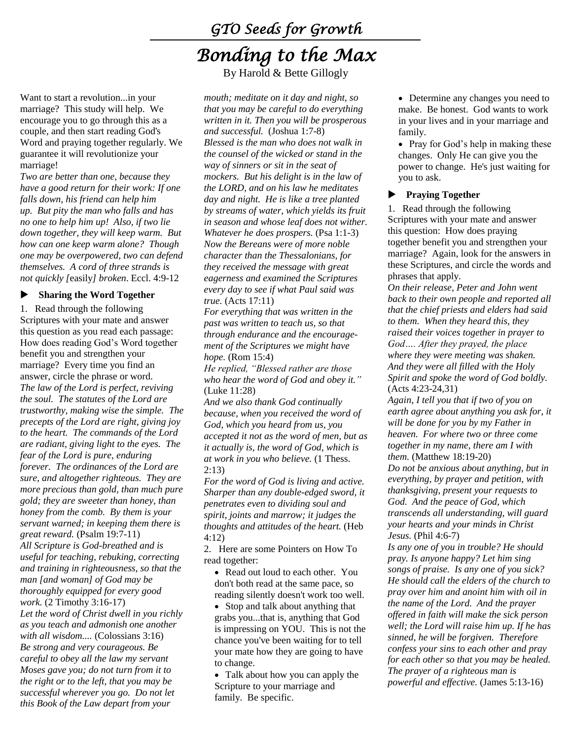# GTO Seeds for Growth

# Bonding to the Max

By Harold & Bette Gillogly

Want to start a revolution...in your marriage? This study will help. We encourage you to go through this as a couple, and then start reading God's Word and praying together regularly. We guarantee it will revolutionize your marriage!

*Two are better than one, because they have a good return for their work: If one falls down, his friend can help him up. But pity the man who falls and has no one to help him up! Also, if two lie down together, they will keep warm. But how can one keep warm alone? Though one may be overpowered, two can defend themselves. A cord of three strands is not quickly [*easily*] broken*. Eccl. 4:9-12

## ▶ Sharing the Word Together

1. Read through the following Scriptures with your mate and answer this question as you read each passage: How does reading God's Word together benefit you and strengthen your marriage? Every time you find an answer, circle the phrase or word.

*The law of the Lord is perfect, reviving the soul. The statutes of the Lord are trustworthy, making wise the simple. The precepts of the Lord are right, giving joy to the heart. The commands of the Lord are radiant, giving light to the eyes. The fear of the Lord is pure, enduring forever. The ordinances of the Lord are sure, and altogether righteous. They are more precious than gold, than much pure gold; they are sweeter than honey, than honey from the comb. By them is your servant warned; in keeping them there is great reward.* (Psalm 19:7-11)

*All Scripture is God-breathed and is useful for teaching, rebuking, correcting and training in righteousness, so that the man [and woman] of God may be thoroughly equipped for every good work.* (2 Timothy 3:16-17)

*Let the word of Christ dwell in you richly as you teach and admonish one another with all wisdom....* (Colossians 3:16)

*Be strong and very courageous. Be careful to obey all the law my servant Moses gave you; do not turn from it to the right or to the left, that you may be successful wherever you go. Do not let this Book of the Law depart from your mouth; meditate on it day and night, so that you may be careful to do everything written in it. Then you will be prosperous and successful.* (Joshua 1:7-8)

*Blessed is the man who does not walk in the counsel of the wicked or stand in the way of sinners or sit in the seat of mockers. But his delight is in the law of the LORD, and on his law he meditates day and night. He is like a tree planted by streams of water, which yields its fruit in season and whose leaf does not wither. Whatever he does prospers.* (Psa 1:1-3)

*Now the Bereans were of more noble character than the Thessalonians, for they received the message with great eagerness and examined the Scriptures every day to see if what Paul said was true.* (Acts 17:11)

*For everything that was written in the past was written to teach us, so that through endurance and the encourage-ment of the Scriptures we might have hope.* (Rom 15:4)

*He replied, "Blessed rather are those who hear the word of God and obey it."* (Luke 11:28)

*And we also thank God continually because, when you received the word of God, which you heard from us, you accepted it not as the word of men, but as it actually is, the word of God, which is at work in you who believe.* (1 Thess. 2:13)

*For the word of God is living and active. Sharper than any double-edged sword, it penetrates even to dividing soul and spirit, joints and marrow; it judges the thoughts and attitudes of the heart.* (Heb 4:12)

2. Here are some Pointers on How To read together:

- Read out loud to each other. You don't both read at the same pace, so reading silently doesn't work too well.
- Stop and talk about anything that grabs you...that is, anything that God is impressing on YOU. This is not the chance you've been waiting for to tell your mate how they are going to have to change.
- Talk about how you can apply the Scripture to your marriage and family. Be specific.
- Determine any changes you need to make. Be honest. God wants to work in your lives and in your marriage and family.
- Pray for God's help in making these changes. Only He can give you the power to change. He's just waiting for you to ask.

## ▶ Praying Together

1. Read through the following Scriptures with your mate and answer this question: How does praying together benefit you and strengthen your marriage? Again, look for the answers in these Scriptures, and circle the words and phrases that apply.

*On their release, Peter and John went back to their own people and reported all that the chief priests and elders had said to them. When they heard this, they raised their voices together in prayer to God…. After they prayed, the place where they were meeting was shaken. And they were all filled with the Holy Spirit and spoke the word of God boldly.* (Acts 4:23-24,31)

*Again, I tell you that if two of you on earth agree about anything you ask for, it will be done for you by my Father in heaven. For where two or three come together in my name, there am I with them.* (Matthew 18:19-20)

*Do not be anxious about anything, but in everything, by prayer and petition, with thanksgiving, present your requests to God. And the peace of God, which transcends all understanding, will guard your hearts and your minds in Christ Jesus.* (Phil 4:6-7)

*Is any one of you in trouble? He should pray. Is anyone happy? Let him sing songs of praise. Is any one of you sick? He should call the elders of the church to pray over him and anoint him with oil in the name of the Lord. And the prayer offered in faith will make the sick person well; the Lord will raise him up. If he has sinned, he will be forgiven. Therefore confess your sins to each other and pray for each other so that you may be healed. The prayer of a righteous man is powerful and effective.* (James 5:13-16)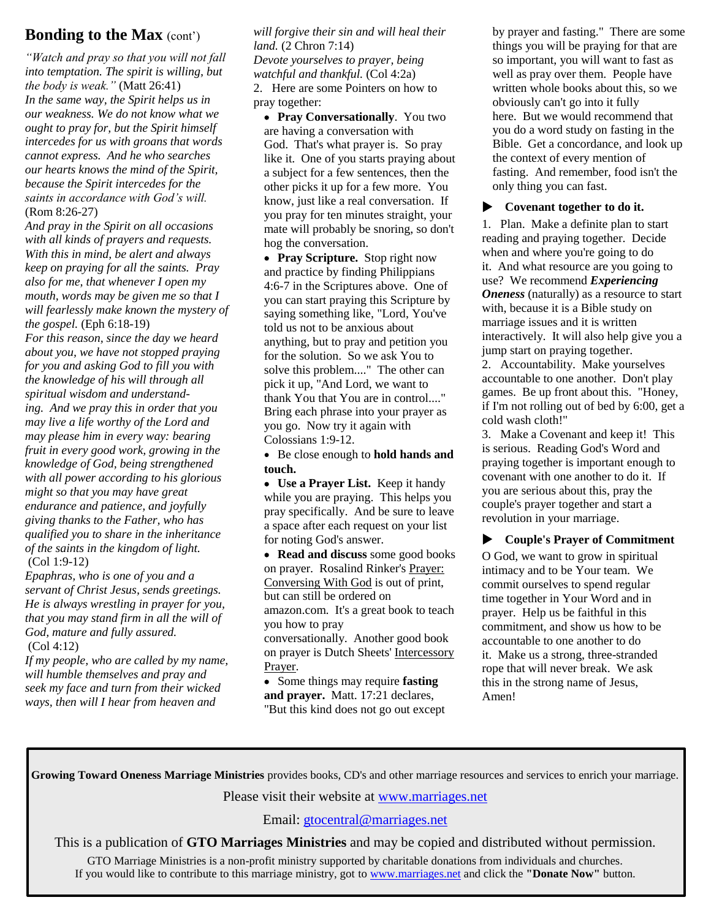## Bonding to the Max (cont')

*"Watch and pray so that you will not fall into temptation. The spirit is willing, but the body is weak."* (Matt 26:41)
*In the same way, the Spirit helps us in our weakness. We do not know what we ought to pray for, but the Spirit himself intercedes for us with groans that words cannot express. And he who searches our hearts knows the mind of the Spirit, because the Spirit intercedes for the saints in accordance with God's will.* (Rom 8:26-27)
*And pray in the Spirit on all occasions with all kinds of prayers and requests. With this in mind, be alert and always keep on praying for all the saints. Pray also for me, that whenever I open my mouth, words may be given me so that I will fearlessly make known the mystery of the gospel.* (Eph 6:18-19)
*For this reason, since the day we heard about you, we have not stopped praying for you and asking God to fill you with the knowledge of his will through all spiritual wisdom and understanding. And we pray this in order that you may live a life worthy of the Lord and may please him in every way: bearing fruit in every good work, growing in the knowledge of God, being strengthened with all power according to his glorious might so that you may have great endurance and patience, and joyfully giving thanks to the Father, who has qualified you to share in the inheritance of the saints in the kingdom of light.* (Col 1:9-12)
*Epaphras, who is one of you and a servant of Christ Jesus, sends greetings. He is always wrestling in prayer for you, that you may stand firm in all the will of God, mature and fully assured.* (Col 4:12)
*If my people, who are called by my name, will humble themselves and pray and seek my face and turn from their wicked ways, then will I hear from heaven and will forgive their sin and will heal their land.* (2 Chron 7:14)
*Devote yourselves to prayer, being watchful and thankful.* (Col 4:2a)

2. Here are some Pointers on how to pray together:

- **Pray Conversationally**. You two are having a conversation with God. That's what prayer is. So pray like it. One of you starts praying about a subject for a few sentences, then the other picks it up for a few more. You know, just like a real conversation. If you pray for ten minutes straight, your mate will probably be snoring, so don't hog the conversation.
- **Pray Scripture.** Stop right now and practice by finding Philippians 4:6-7 in the Scriptures above. One of you can start praying this Scripture by saying something like, "Lord, You've told us not to be anxious about anything, but to pray and petition you for the solution. So we ask You to solve this problem...." The other can pick it up, "And Lord, we want to thank You that You are in control...." Bring each phrase into your prayer as you go. Now try it again with Colossians 1:9-12.
- Be close enough to **hold hands and touch.**
- **Use a Prayer List.** Keep it handy while you are praying. This helps you pray specifically. And be sure to leave a space after each request on your list for noting God's answer.
- **Read and discuss** some good books on prayer. Rosalind Rinker's Prayer: Conversing With God is out of print, but can still be ordered on amazon.com. It's a great book to teach you how to pray conversationally. Another good book on prayer is Dutch Sheets' Intercessory Prayer.
- Some things may require **fasting and prayer.** Matt. 17:21 declares, "But this kind does not go out except by prayer and fasting." There are some things you will be praying for that are so important, you will want to fast as well as pray over them. People have written whole books about this, so we obviously can't go into it fully here. But we would recommend that you do a word study on fasting in the Bible. Get a concordance, and look up the context of every mention of fasting. And remember, food isn't the only thing you can fast.

### ▶ Covenant together to do it.

1. Plan. Make a definite plan to start reading and praying together. Decide when and where you're going to do it. And what resource are you going to use? We recommend ***Experiencing Oneness*** (naturally) as a resource to start with, because it is a Bible study on marriage issues and it is written interactively. It will also help give you a jump start on praying together.
2. Accountability. Make yourselves accountable to one another. Don't play games. Be up front about this. "Honey, if I'm not rolling out of bed by 6:00, get a cold wash cloth!"
3. Make a Covenant and keep it! This is serious. Reading God's Word and praying together is important enough to covenant with one another to do it. If you are serious about this, pray the couple's prayer together and start a revolution in your marriage.

### ▶ Couple's Prayer of Commitment

O God, we want to grow in spiritual intimacy and to be Your team. We commit ourselves to spend regular time together in Your Word and in prayer. Help us be faithful in this commitment, and show us how to be accountable to one another to do it. Make us a strong, three-stranded rope that will never break. We ask this in the strong name of Jesus, Amen!

---

**Growing Toward Oneness Marriage Ministries** provides books, CD's and other marriage resources and services to enrich your marriage.

Please visit their website at www.marriages.net

Email: gtocentral@marriages.net

This is a publication of **GTO Marriages Ministries** and may be copied and distributed without permission.

GTO Marriage Ministries is a non-profit ministry supported by charitable donations from individuals and churches. If you would like to contribute to this marriage ministry, got to www.marriages.net and click the **"Donate Now"** button.